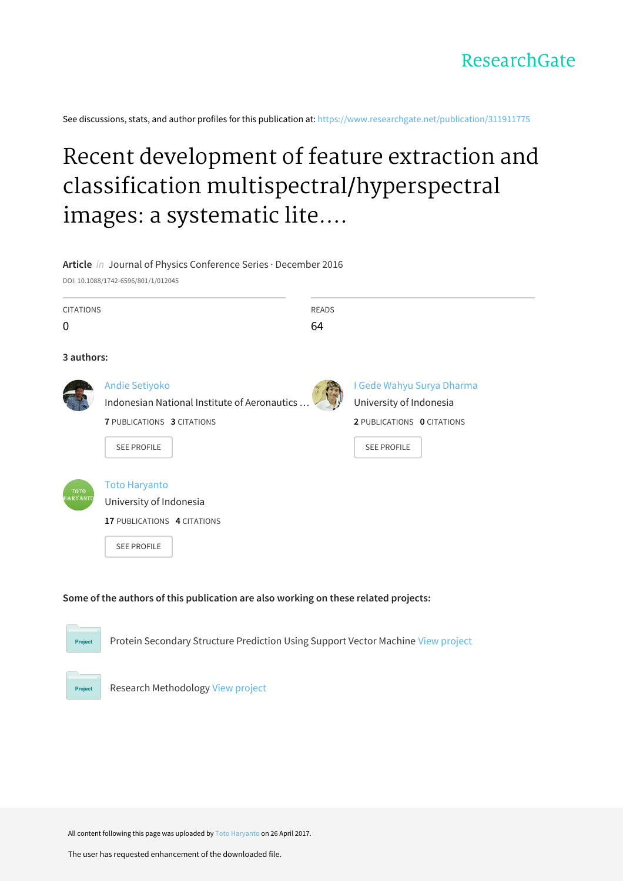ResearchGate

See discussions, stats, and author profiles for this publication at: https://www.researchgate.net/publication/311911775

# Recent development of feature extraction and classification multispectral/hyperspectral images: a systematic lite....

**Article** *in* Journal of Physics Conference Series · December 2016

DOI: 10.1088/1742-6596/801/1/012045

| CITATIONS | READS |
|---|---|
| 0 | 64 |

**3 authors:**

**Andie Setiyoko**
Indonesian National Institute of Aeronautics ...
**7** PUBLICATIONS **3** CITATIONS
SEE PROFILE

**I Gede Wahyu Surya Dharma**
University of Indonesia
**2** PUBLICATIONS **0** CITATIONS
SEE PROFILE

**Toto Haryanto**
University of Indonesia
**17** PUBLICATIONS **4** CITATIONS
SEE PROFILE

**Some of the authors of this publication are also working on these related projects:**

Protein Secondary Structure Prediction Using Support Vector Machine View project

Research Methodology View project

All content following this page was uploaded by Toto Haryanto on 26 April 2017.

The user has requested enhancement of the downloaded file.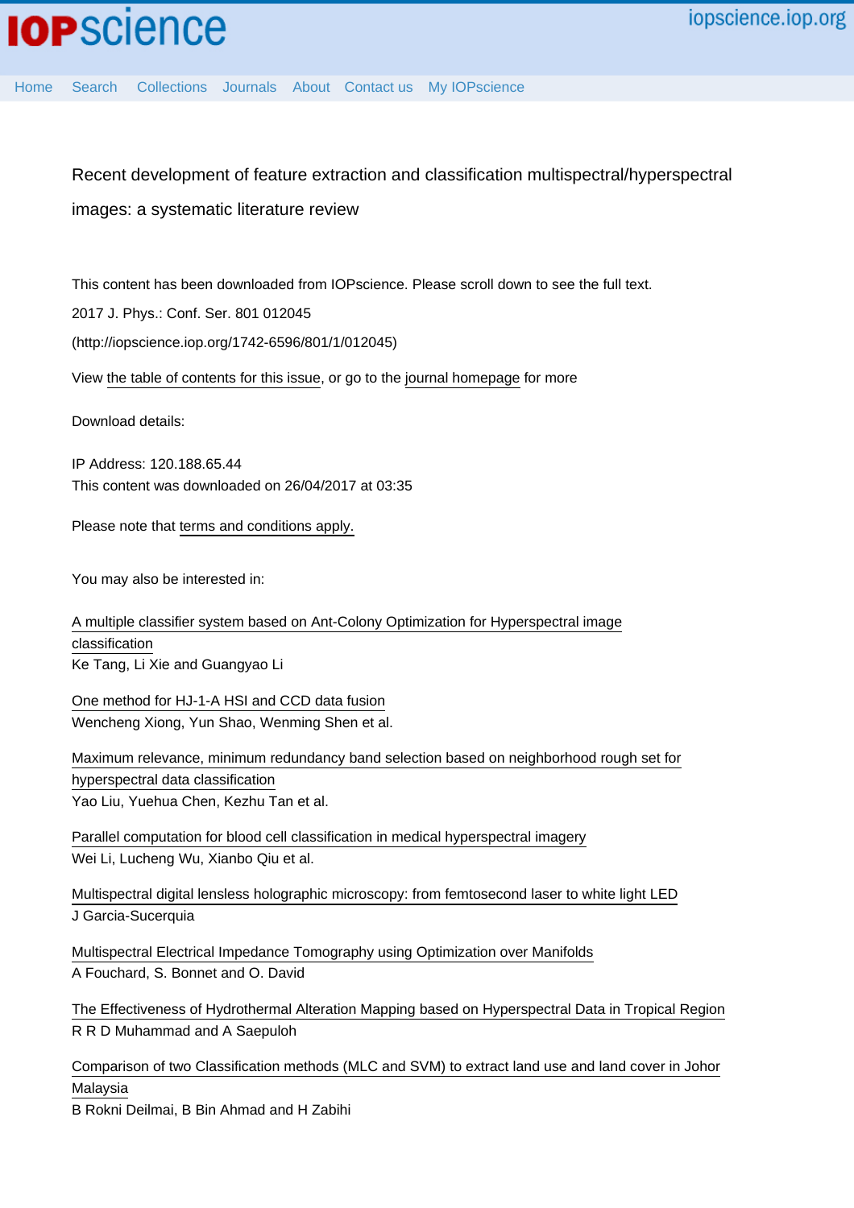Recent development of feature extraction and classification multispectral/hyperspectral images: a systematic literature review

This content has been downloaded from IOPscience. Please scroll down to see the full text.

2017 J. Phys.: Conf. Ser. 801 012045

(http://iopscience.iop.org/1742-6596/801/1/012045)

View the table of contents for this issue, or go to the journal homepage for more

Download details:

IP Address: 120.188.65.44
This content was downloaded on 26/04/2017 at 03:35

Please note that terms and conditions apply.

You may also be interested in:

A multiple classifier system based on Ant-Colony Optimization for Hyperspectral image classification
Ke Tang, Li Xie and Guangyao Li

One method for HJ-1-A HSI and CCD data fusion
Wencheng Xiong, Yun Shao, Wenming Shen et al.

Maximum relevance, minimum redundancy band selection based on neighborhood rough set for hyperspectral data classification
Yao Liu, Yuehua Chen, Kezhu Tan et al.

Parallel computation for blood cell classification in medical hyperspectral imagery
Wei Li, Lucheng Wu, Xianbo Qiu et al.

Multispectral digital lensless holographic microscopy: from femtosecond laser to white light LED
J Garcia-Sucerquia

Multispectral Electrical Impedance Tomography using Optimization over Manifolds
A Fouchard, S. Bonnet and O. David

The Effectiveness of Hydrothermal Alteration Mapping based on Hyperspectral Data in Tropical Region
R R D Muhammad and A Saepuloh

Comparison of two Classification methods (MLC and SVM) to extract land use and land cover in Johor Malaysia
B Rokni Deilmai, B Bin Ahmad and H Zabihi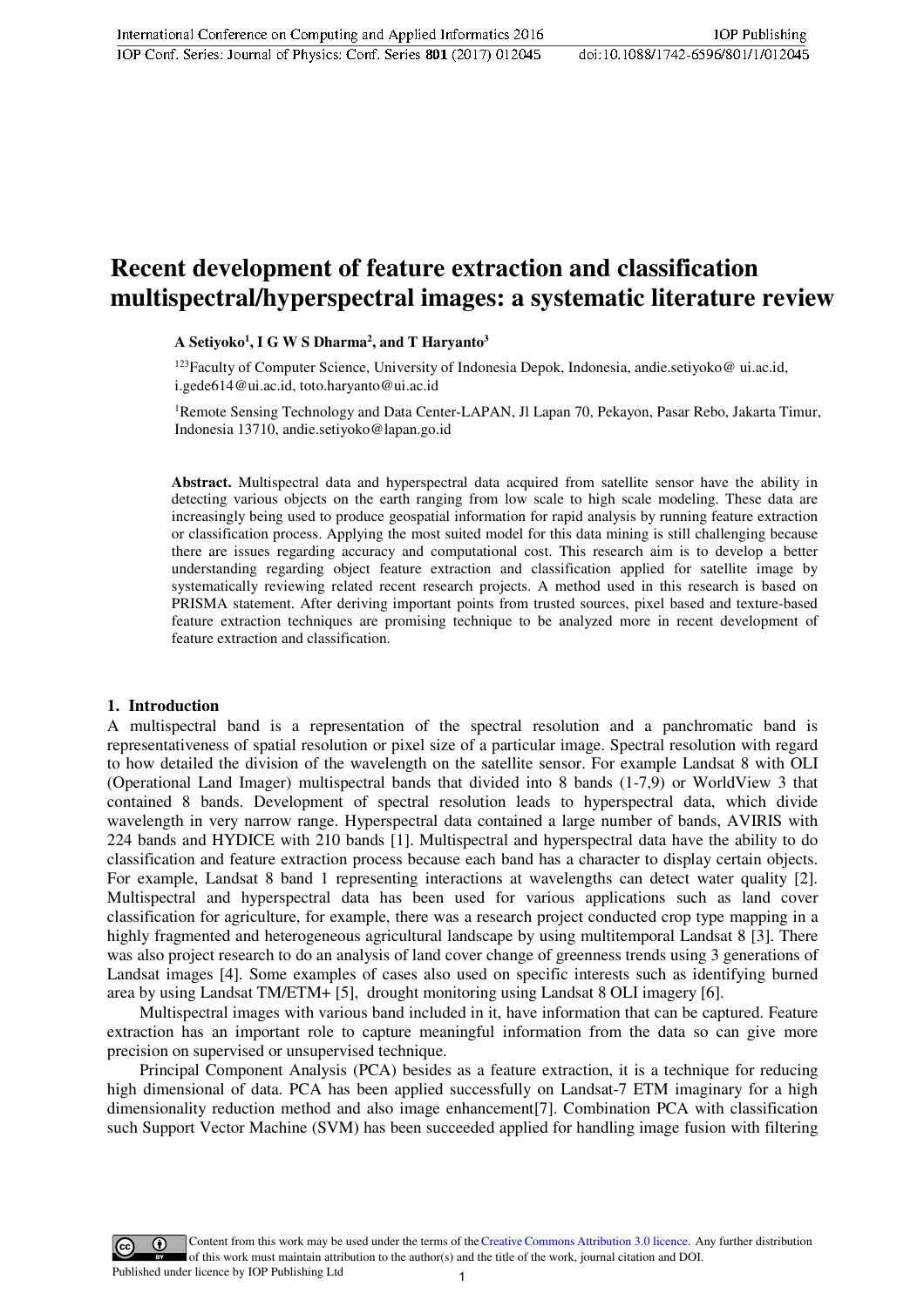# Recent development of feature extraction and classification multispectral/hyperspectral images: a systematic literature review

**A Setiyoko[1], I G W S Dharma[2], and T Haryanto[3]**

[123]Faculty of Computer Science, University of Indonesia Depok, Indonesia, andie.setiyoko@ ui.ac.id, i.gede614@ui.ac.id, toto.haryanto@ui.ac.id

[1]Remote Sensing Technology and Data Center-LAPAN, Jl Lapan 70, Pekayon, Pasar Rebo, Jakarta Timur, Indonesia 13710, andie.setiyoko@lapan.go.id

**Abstract.** Multispectral data and hyperspectral data acquired from satellite sensor have the ability in detecting various objects on the earth ranging from low scale to high scale modeling. These data are increasingly being used to produce geospatial information for rapid analysis by running feature extraction or classification process. Applying the most suited model for this data mining is still challenging because there are issues regarding accuracy and computational cost. This research aim is to develop a better understanding regarding object feature extraction and classification applied for satellite image by systematically reviewing related recent research projects. A method used in this research is based on PRISMA statement. After deriving important points from trusted sources, pixel based and texture-based feature extraction techniques are promising technique to be analyzed more in recent development of feature extraction and classification.

## 1. Introduction

A multispectral band is a representation of the spectral resolution and a panchromatic band is representativeness of spatial resolution or pixel size of a particular image. Spectral resolution with regard to how detailed the division of the wavelength on the satellite sensor. For example Landsat 8 with OLI (Operational Land Imager) multispectral bands that divided into 8 bands (1-7,9) or WorldView 3 that contained 8 bands. Development of spectral resolution leads to hyperspectral data, which divide wavelength in very narrow range. Hyperspectral data contained a large number of bands, AVIRIS with 224 bands and HYDICE with 210 bands [1]. Multispectral and hyperspectral data have the ability to do classification and feature extraction process because each band has a character to display certain objects. For example, Landsat 8 band 1 representing interactions at wavelengths can detect water quality [2]. Multispectral and hyperspectral data has been used for various applications such as land cover classification for agriculture, for example, there was a research project conducted crop type mapping in a highly fragmented and heterogeneous agricultural landscape by using multitemporal Landsat 8 [3]. There was also project research to do an analysis of land cover change of greenness trends using 3 generations of Landsat images [4]. Some examples of cases also used on specific interests such as identifying burned area by using Landsat TM/ETM+ [5], drought monitoring using Landsat 8 OLI imagery [6].

Multispectral images with various band included in it, have information that can be captured. Feature extraction has an important role to capture meaningful information from the data so can give more precision on supervised or unsupervised technique.

Principal Component Analysis (PCA) besides as a feature extraction, it is a technique for reducing high dimensional of data. PCA has been applied successfully on Landsat-7 ETM imaginary for a high dimensionality reduction method and also image enhancement[7]. Combination PCA with classification such Support Vector Machine (SVM) has been succeeded applied for handling image fusion with filtering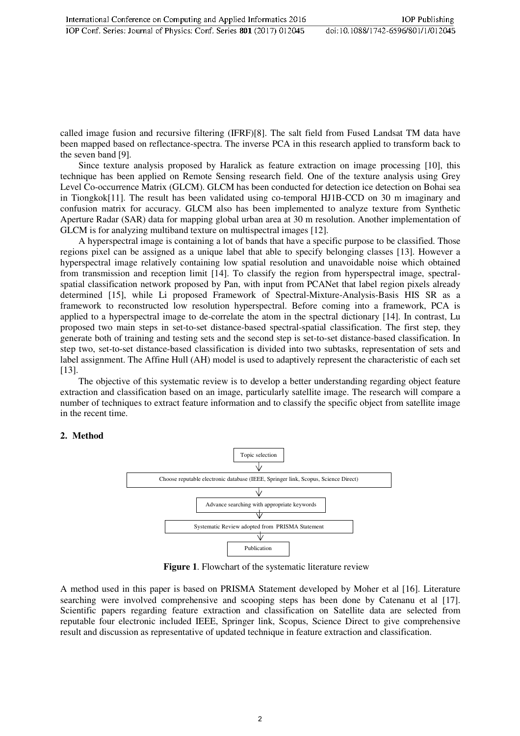called image fusion and recursive filtering (IFRF)[8]. The salt field from Fused Landsat TM data have been mapped based on reflectance-spectra. The inverse PCA in this research applied to transform back to the seven band [9].

Since texture analysis proposed by Haralick as feature extraction on image processing [10], this technique has been applied on Remote Sensing research field. One of the texture analysis using Grey Level Co-occurrence Matrix (GLCM). GLCM has been conducted for detection ice detection on Bohai sea in Tiongkok[11]. The result has been validated using co-temporal HJ1B-CCD on 30 m imaginary and confusion matrix for accuracy. GLCM also has been implemented to analyze texture from Synthetic Aperture Radar (SAR) data for mapping global urban area at 30 m resolution. Another implementation of GLCM is for analyzing multiband texture on multispectral images [12].

A hyperspectral image is containing a lot of bands that have a specific purpose to be classified. Those regions pixel can be assigned as a unique label that able to specify belonging classes [13]. However a hyperspectral image relatively containing low spatial resolution and unavoidable noise which obtained from transmission and reception limit [14]. To classify the region from hyperspectral image, spectral-spatial classification network proposed by Pan, with input from PCANet that label region pixels already determined [15], while Li proposed Framework of Spectral-Mixture-Analysis-Basis HIS SR as a framework to reconstructed low resolution hyperspectral. Before coming into a framework, PCA is applied to a hyperspectral image to de-correlate the atom in the spectral dictionary [14]. In contrast, Lu proposed two main steps in set-to-set distance-based spectral-spatial classification. The first step, they generate both of training and testing sets and the second step is set-to-set distance-based classification. In step two, set-to-set distance-based classification is divided into two subtasks, representation of sets and label assignment. The Affine Hull (AH) model is used to adaptively represent the characteristic of each set [13].

The objective of this systematic review is to develop a better understanding regarding object feature extraction and classification based on an image, particularly satellite image. The research will compare a number of techniques to extract feature information and to classify the specific object from satellite image in the recent time.

## 2. Method

Topic selection
↓
Choose reputable electronic database (IEEE, Springer link, Scopus, Science Direct)
↓
Advance searching with appropriate keywords
↓
Systematic Review adopted from PRISMA Statement
↓
Publication

**Figure 1**. Flowchart of the systematic literature review

A method used in this paper is based on PRISMA Statement developed by Moher et al [16]. Literature searching were involved comprehensive and scooping steps has been done by Catenanu et al [17]. Scientific papers regarding feature extraction and classification on Satellite data are selected from reputable four electronic included IEEE, Springer link, Scopus, Science Direct to give comprehensive result and discussion as representative of updated technique in feature extraction and classification.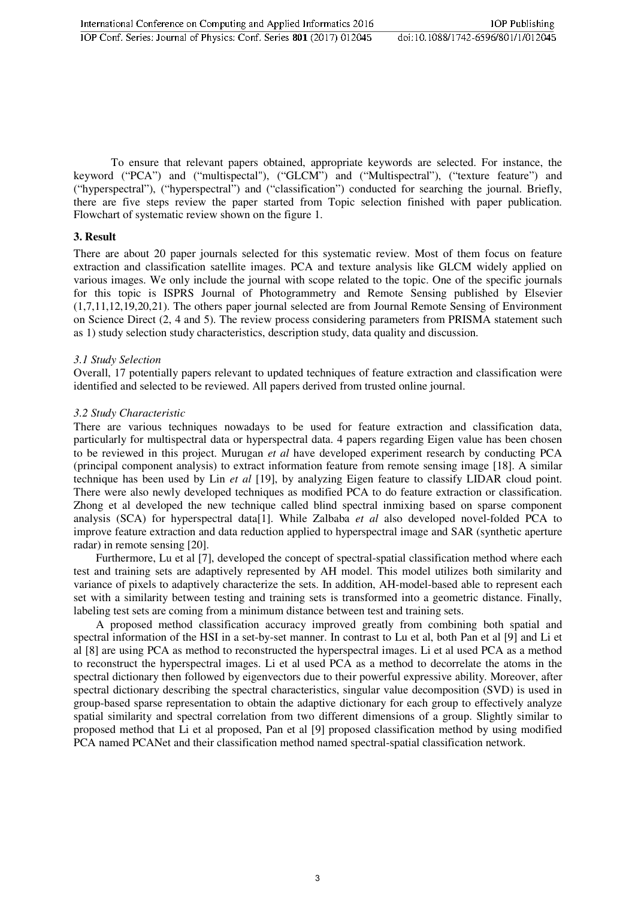To ensure that relevant papers obtained, appropriate keywords are selected. For instance, the keyword ("PCA") and ("multispectal"), ("GLCM") and ("Multispectral"), ("texture feature") and ("hyperspectral"), ("hyperspectral") and ("classification") conducted for searching the journal. Briefly, there are five steps review the paper started from Topic selection finished with paper publication. Flowchart of systematic review shown on the figure 1.

## 3. Result

There are about 20 paper journals selected for this systematic review. Most of them focus on feature extraction and classification satellite images. PCA and texture analysis like GLCM widely applied on various images. We only include the journal with scope related to the topic. One of the specific journals for this topic is ISPRS Journal of Photogrammetry and Remote Sensing published by Elsevier (1,7,11,12,19,20,21). The others paper journal selected are from Journal Remote Sensing of Environment on Science Direct (2, 4 and 5). The review process considering parameters from PRISMA statement such as 1) study selection study characteristics, description study, data quality and discussion.

### *3.1 Study Selection*

Overall, 17 potentially papers relevant to updated techniques of feature extraction and classification were identified and selected to be reviewed. All papers derived from trusted online journal.

### *3.2 Study Characteristic*

There are various techniques nowadays to be used for feature extraction and classification data, particularly for multispectral data or hyperspectral data. 4 papers regarding Eigen value has been chosen to be reviewed in this project. Murugan *et al* have developed experiment research by conducting PCA (principal component analysis) to extract information feature from remote sensing image [18]. A similar technique has been used by Lin *et al* [19], by analyzing Eigen feature to classify LIDAR cloud point. There were also newly developed techniques as modified PCA to do feature extraction or classification. Zhong et al developed the new technique called blind spectral inmixing based on sparse component analysis (SCA) for hyperspectral data[1]. While Zalbaba *et al* also developed novel-folded PCA to improve feature extraction and data reduction applied to hyperspectral image and SAR (synthetic aperture radar) in remote sensing [20].

Furthermore, Lu et al [7], developed the concept of spectral-spatial classification method where each test and training sets are adaptively represented by AH model. This model utilizes both similarity and variance of pixels to adaptively characterize the sets. In addition, AH-model-based able to represent each set with a similarity between testing and training sets is transformed into a geometric distance. Finally, labeling test sets are coming from a minimum distance between test and training sets.

A proposed method classification accuracy improved greatly from combining both spatial and spectral information of the HSI in a set-by-set manner. In contrast to Lu et al, both Pan et al [9] and Li et al [8] are using PCA as method to reconstructed the hyperspectral images. Li et al used PCA as a method to reconstruct the hyperspectral images. Li et al used PCA as a method to decorrelate the atoms in the spectral dictionary then followed by eigenvectors due to their powerful expressive ability. Moreover, after spectral dictionary describing the spectral characteristics, singular value decomposition (SVD) is used in group-based sparse representation to obtain the adaptive dictionary for each group to effectively analyze spatial similarity and spectral correlation from two different dimensions of a group. Slightly similar to proposed method that Li et al proposed, Pan et al [9] proposed classification method by using modified PCA named PCANet and their classification method named spectral-spatial classification network.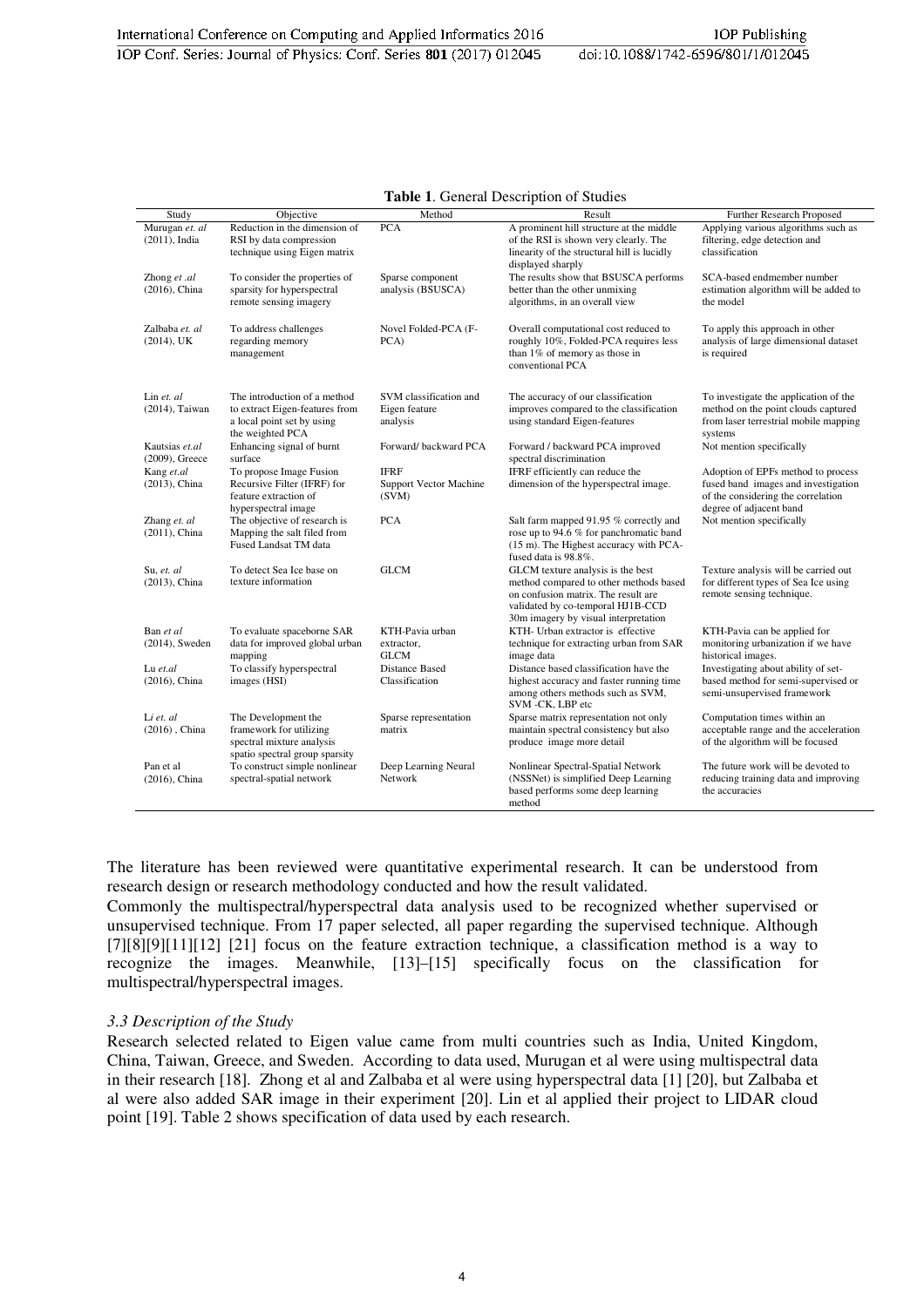**Table 1**. General Description of Studies

| Study | Objective | Method | Result | Further Research Proposed |
|---|---|---|---|---|
| Murugan *et. al* (2011), India | Reduction in the dimension of RSI by data compression technique using Eigen matrix | PCA | A prominent hill structure at the middle of the RSI is shown very clearly. The linearity of the structural hill is lucidly displayed sharply | Applying various algorithms such as filtering, edge detection and classification |
| Zhong *et .al* (2016), China | To consider the properties of sparsity for hyperspectral remote sensing imagery | Sparse component analysis (BSUSCA) | The results show that BSUSCA performs better than the other unmixing algorithms, in an overall view | SCA-based endmember number estimation algorithm will be added to the model |
| Zalbaba *et. al* (2014), UK | To address challenges regarding memory management | Novel Folded-PCA (F-PCA) | Overall computational cost reduced to roughly 10%, Folded-PCA requires less than 1% of memory as those in conventional PCA | To apply this approach in other analysis of large dimensional dataset is required |
| Lin *et. al* (2014), Taiwan | The introduction of a method to extract Eigen-features from a local point set by using the weighted PCA | SVM classification and Eigen feature analysis | The accuracy of our classification improves compared to the classification using standard Eigen-features | To investigate the application of the method on the point clouds captured from laser terrestrial mobile mapping systems |
| Kautsias *et.al* (2009), Greece | Enhancing signal of burnt surface | Forward/ backward PCA | Forward / backward PCA improved spectral discrimination | Not mention specifically |
| Kang *et.al* (2013), China | To propose Image Fusion Recursive Filter (IFRF) for feature extraction of hyperspectral image | IFRF Support Vector Machine (SVM) | IFRF efficiently can reduce the dimension of the hyperspectral image. | Adoption of EPFs method to process fused band images and investigation of the considering the correlation degree of adjacent band |
| Zhang *et. al* (2011), China | The objective of research is Mapping the salt filed from Fused Landsat TM data | PCA | Salt farm mapped 91.95 % correctly and rose up to 94.6 % for panchromatic band (15 m). The Highest accuracy with PCA-fused data is 98.8%. | Not mention specifically |
| Su, *et. al* (2013), China | To detect Sea Ice base on texture information | GLCM | GLCM texture analysis is the best method compared to other methods based on confusion matrix. The result are validated by co-temporal HJ1B-CCD 30m imagery by visual interpretation | Texture analysis will be carried out for different types of Sea Ice using remote sensing technique. |
| Ban *et al* (2014), Sweden | To evaluate spaceborne SAR data for improved global urban mapping | KTH-Pavia urban extractor, GLCM | KTH- Urban extractor is effective technique for extracting urban from SAR image data | KTH-Pavia can be applied for monitoring urbanization if we have historical images. |
| Lu *et.al* (2016), China | To classify hyperspectral images (HSI) | Distance Based Classification | Distance based classification have the highest accuracy and faster running time among others methods such as SVM, SVM -CK, LBP etc | Investigating about ability of set-based method for semi-supervised or semi-unsupervised framework |
| Li *et. al* (2016) , China | The Development the framework for utilizing spectral mixture analysis spatio spectral group sparsity | Sparse representation matrix | Sparse matrix representation not only maintain spectral consistency but also produce image more detail | Computation times within an acceptable range and the acceleration of the algorithm will be focused |
| Pan et al (2016), China | To construct simple nonlinear spectral-spatial network | Deep Learning Neural Network | Nonlinear Spectral-Spatial Network (NSSNet) is simplified Deep Learning based performs some deep learning method | The future work will be devoted to reducing training data and improving the accuracies |

The literature has been reviewed were quantitative experimental research. It can be understood from research design or research methodology conducted and how the result validated.

Commonly the multispectral/hyperspectral data analysis used to be recognized whether supervised or unsupervised technique. From 17 paper selected, all paper regarding the supervised technique. Although [7][8][9][11][12] [21] focus on the feature extraction technique, a classification method is a way to recognize the images. Meanwhile, [13]–[15] specifically focus on the classification for multispectral/hyperspectral images.

### *3.3 Description of the Study*

Research selected related to Eigen value came from multi countries such as India, United Kingdom, China, Taiwan, Greece, and Sweden. According to data used, Murugan et al were using multispectral data in their research [18]. Zhong et al and Zalbaba et al were using hyperspectral data [1] [20], but Zalbaba et al were also added SAR image in their experiment [20]. Lin et al applied their project to LIDAR cloud point [19]. Table 2 shows specification of data used by each research.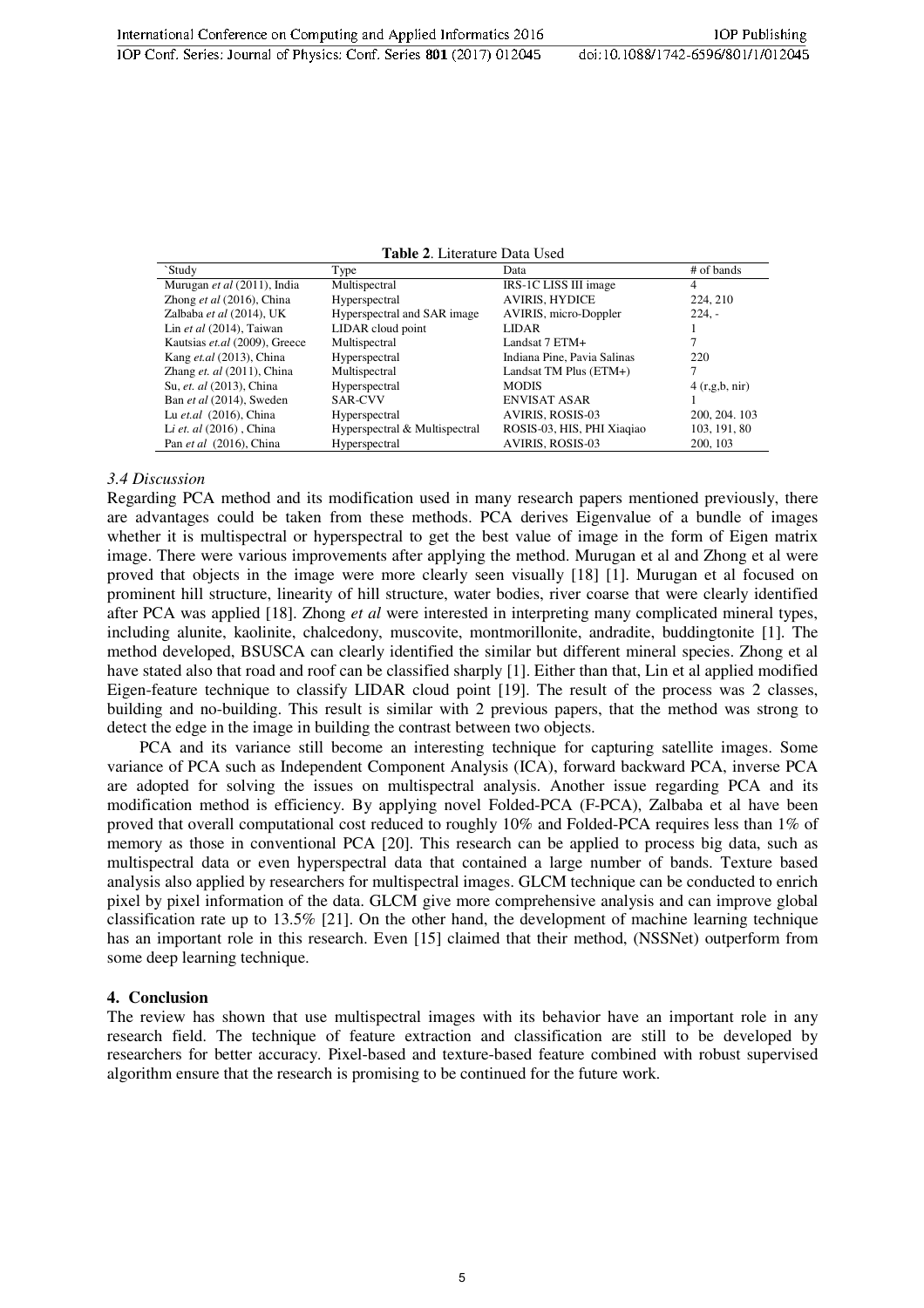**Table 2**. Literature Data Used

| `Study | Type | Data | # of bands |
|---|---|---|---|
| Murugan *et al* (2011), India | Multispectral | IRS-1C LISS III image | 4 |
| Zhong *et al* (2016), China | Hyperspectral | AVIRIS, HYDICE | 224, 210 |
| Zalbaba *et al* (2014), UK | Hyperspectral and SAR image | AVIRIS, micro-Doppler | 224, - |
| Lin *et al* (2014), Taiwan | LIDAR cloud point | LIDAR | 1 |
| Kautsias *et.al* (2009), Greece | Multispectral | Landsat 7 ETM+ | 7 |
| Kang *et.al* (2013), China | Hyperspectral | Indiana Pine, Pavia Salinas | 220 |
| Zhang *et. al* (2011), China | Multispectral | Landsat TM Plus (ETM+) | 7 |
| Su, *et. al* (2013), China | Hyperspectral | MODIS | 4 (r,g,b, nir) |
| Ban *et al* (2014), Sweden | SAR-CVV | ENVISAT ASAR | 1 |
| Lu *et.al* (2016), China | Hyperspectral | AVIRIS, ROSIS-03 | 200, 204. 103 |
| Li *et. al* (2016) , China | Hyperspectral & Multispectral | ROSIS-03, HIS, PHI Xiaqiao | 103, 191, 80 |
| Pan *et al* (2016), China | Hyperspectral | AVIRIS, ROSIS-03 | 200, 103 |

### *3.4 Discussion*

Regarding PCA method and its modification used in many research papers mentioned previously, there are advantages could be taken from these methods. PCA derives Eigenvalue of a bundle of images whether it is multispectral or hyperspectral to get the best value of image in the form of Eigen matrix image. There were various improvements after applying the method. Murugan et al and Zhong et al were proved that objects in the image were more clearly seen visually [18] [1]. Murugan et al focused on prominent hill structure, linearity of hill structure, water bodies, river coarse that were clearly identified after PCA was applied [18]. Zhong *et al* were interested in interpreting many complicated mineral types, including alunite, kaolinite, chalcedony, muscovite, montmorillonite, andradite, buddingtonite [1]. The method developed, BSUSCA can clearly identified the similar but different mineral species. Zhong et al have stated also that road and roof can be classified sharply [1]. Either than that, Lin et al applied modified Eigen-feature technique to classify LIDAR cloud point [19]. The result of the process was 2 classes, building and no-building. This result is similar with 2 previous papers, that the method was strong to detect the edge in the image in building the contrast between two objects.

PCA and its variance still become an interesting technique for capturing satellite images. Some variance of PCA such as Independent Component Analysis (ICA), forward backward PCA, inverse PCA are adopted for solving the issues on multispectral analysis. Another issue regarding PCA and its modification method is efficiency. By applying novel Folded-PCA (F-PCA), Zalbaba et al have been proved that overall computational cost reduced to roughly 10% and Folded-PCA requires less than 1% of memory as those in conventional PCA [20]. This research can be applied to process big data, such as multispectral data or even hyperspectral data that contained a large number of bands. Texture based analysis also applied by researchers for multispectral images. GLCM technique can be conducted to enrich pixel by pixel information of the data. GLCM give more comprehensive analysis and can improve global classification rate up to 13.5% [21]. On the other hand, the development of machine learning technique has an important role in this research. Even [15] claimed that their method, (NSSNet) outperform from some deep learning technique.

## 4. Conclusion

The review has shown that use multispectral images with its behavior have an important role in any research field. The technique of feature extraction and classification are still to be developed by researchers for better accuracy. Pixel-based and texture-based feature combined with robust supervised algorithm ensure that the research is promising to be continued for the future work.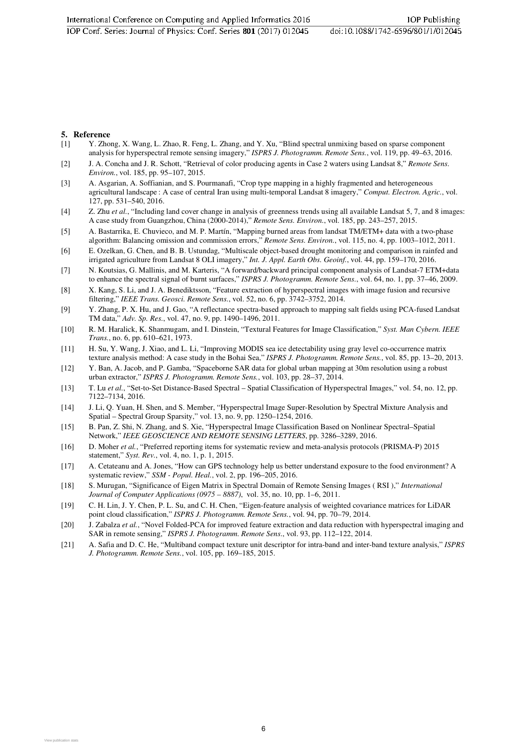## 5. Reference

[1] Y. Zhong, X. Wang, L. Zhao, R. Feng, L. Zhang, and Y. Xu, "Blind spectral unmixing based on sparse component analysis for hyperspectral remote sensing imagery," *ISPRS J. Photogramm. Remote Sens.*, vol. 119, pp. 49–63, 2016.

[2] J. A. Concha and J. R. Schott, "Retrieval of color producing agents in Case 2 waters using Landsat 8," *Remote Sens. Environ.*, vol. 185, pp. 95–107, 2015.

[3] A. Asgarian, A. Soffianian, and S. Pourmanafi, "Crop type mapping in a highly fragmented and heterogeneous agricultural landscape : A case of central Iran using multi-temporal Landsat 8 imagery," *Comput. Electron. Agric.*, vol. 127, pp. 531–540, 2016.

[4] Z. Zhu *et al.*, "Including land cover change in analysis of greenness trends using all available Landsat 5, 7, and 8 images: A case study from Guangzhou, China (2000-2014)," *Remote Sens. Environ.*, vol. 185, pp. 243–257, 2015.

[5] A. Bastarrika, E. Chuvieco, and M. P. Martín, "Mapping burned areas from landsat TM/ETM+ data with a two-phase algorithm: Balancing omission and commission errors," *Remote Sens. Environ.*, vol. 115, no. 4, pp. 1003–1012, 2011.

[6] E. Ozelkan, G. Chen, and B. B. Ustundag, "Multiscale object-based drought monitoring and comparison in rainfed and irrigated agriculture from Landsat 8 OLI imagery," *Int. J. Appl. Earth Obs. Geoinf.*, vol. 44, pp. 159–170, 2016.

[7] N. Koutsias, G. Mallinis, and M. Karteris, "A forward/backward principal component analysis of Landsat-7 ETM+data to enhance the spectral signal of burnt surfaces," *ISPRS J. Photogramm. Remote Sens.*, vol. 64, no. 1, pp. 37–46, 2009.

[8] X. Kang, S. Li, and J. A. Benediktsson, "Feature extraction of hyperspectral images with image fusion and recursive filtering," *IEEE Trans. Geosci. Remote Sens.*, vol. 52, no. 6, pp. 3742–3752, 2014.

[9] Y. Zhang, P. X. Hu, and J. Gao, "A reflectance spectra-based approach to mapping salt fields using PCA-fused Landsat TM data," *Adv. Sp. Res.*, vol. 47, no. 9, pp. 1490–1496, 2011.

[10] R. M. Haralick, K. Shanmugam, and I. Dinstein, "Textural Features for Image Classification," *Syst. Man Cybern. IEEE Trans.*, no. 6, pp. 610–621, 1973.

[11] H. Su, Y. Wang, J. Xiao, and L. Li, "Improving MODIS sea ice detectability using gray level co-occurrence matrix texture analysis method: A case study in the Bohai Sea," *ISPRS J. Photogramm. Remote Sens.*, vol. 85, pp. 13–20, 2013.

[12] Y. Ban, A. Jacob, and P. Gamba, "Spaceborne SAR data for global urban mapping at 30m resolution using a robust urban extractor," *ISPRS J. Photogramm. Remote Sens.*, vol. 103, pp. 28–37, 2014.

[13] T. Lu *et al.*, "Set-to-Set Distance-Based Spectral – Spatial Classification of Hyperspectral Images," vol. 54, no. 12, pp. 7122–7134, 2016.

[14] J. Li, Q. Yuan, H. Shen, and S. Member, "Hyperspectral Image Super-Resolution by Spectral Mixture Analysis and Spatial – Spectral Group Sparsity," vol. 13, no. 9, pp. 1250–1254, 2016.

[15] B. Pan, Z. Shi, N. Zhang, and S. Xie, "Hyperspectral Image Classification Based on Nonlinear Spectral–Spatial Network," *IEEE GEOSCIENCE AND REMOTE SENSING LETTERS*, pp. 3286–3289, 2016.

[16] D. Moher *et al.*, "Preferred reporting items for systematic review and meta-analysis protocols (PRISMA-P) 2015 statement," *Syst. Rev.*, vol. 4, no. 1, p. 1, 2015.

[17] A. Cetateanu and A. Jones, "How can GPS technology help us better understand exposure to the food environment? A systematic review," *SSM - Popul. Heal.*, vol. 2, pp. 196–205, 2016.

[18] S. Murugan, "Significance of Eigen Matrix in Spectral Domain of Remote Sensing Images ( RSI )," *International Journal of Computer Applications (0975 – 8887)*, vol. 35, no. 10, pp. 1–6, 2011.

[19] C. H. Lin, J. Y. Chen, P. L. Su, and C. H. Chen, "Eigen-feature analysis of weighted covariance matrices for LiDAR point cloud classification," *ISPRS J. Photogramm. Remote Sens.*, vol. 94, pp. 70–79, 2014.

[20] J. Zabalza *et al.*, "Novel Folded-PCA for improved feature extraction and data reduction with hyperspectral imaging and SAR in remote sensing," *ISPRS J. Photogramm. Remote Sens.*, vol. 93, pp. 112–122, 2014.

[21] A. Safia and D. C. He, "Multiband compact texture unit descriptor for intra-band and inter-band texture analysis," *ISPRS J. Photogramm. Remote Sens.*, vol. 105, pp. 169–185, 2015.